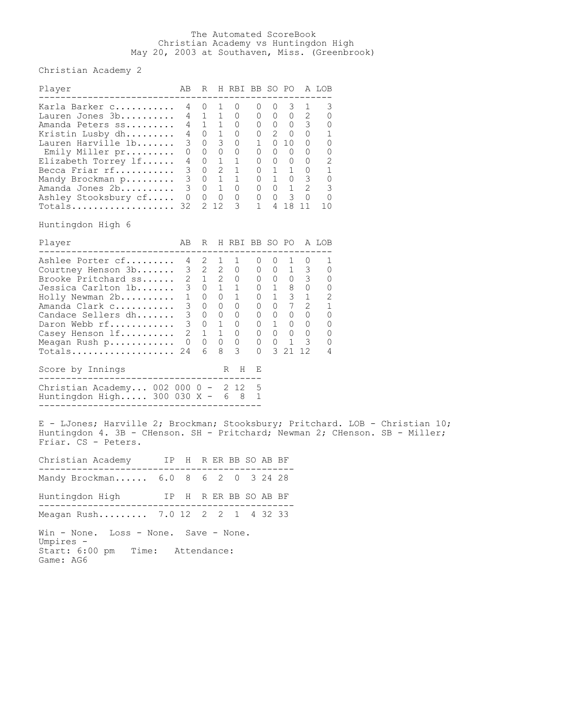# The Automated ScoreBook
## Christian Academy vs Huntingdon High
### May 20, 2003 at Southaven, Miss. (Greenbrook)

**Christian Academy 2**

| Player | AB | R | H | RBI | BB | SO | PO | A | LOB |
|---|---|---|---|---|---|---|---|---|---|
| Karla Barker c | 4 | 0 | 1 | 0 | 0 | 0 | 3 | 1 | 3 |
| Lauren Jones 3b | 4 | 1 | 1 | 0 | 0 | 0 | 0 | 2 | 0 |
| Amanda Peters ss | 4 | 1 | 1 | 0 | 0 | 0 | 0 | 3 | 0 |
| Kristin Lusby dh | 4 | 0 | 1 | 0 | 0 | 2 | 0 | 0 | 1 |
| Lauren Harville 1b | 3 | 0 | 3 | 0 | 1 | 0 | 10 | 0 | 0 |
| Emily Miller pr | 0 | 0 | 0 | 0 | 0 | 0 | 0 | 0 | 0 |
| Elizabeth Torrey lf | 4 | 0 | 1 | 1 | 0 | 0 | 0 | 0 | 2 |
| Becca Friar rf | 3 | 0 | 2 | 1 | 0 | 1 | 1 | 0 | 1 |
| Mandy Brockman p | 3 | 0 | 1 | 1 | 0 | 1 | 0 | 3 | 0 |
| Amanda Jones 2b | 3 | 0 | 1 | 0 | 0 | 0 | 1 | 2 | 3 |
| Ashley Stooksbury cf | 0 | 0 | 0 | 0 | 0 | 0 | 3 | 0 | 0 |
| Totals | 32 | 2 | 12 | 3 | 1 | 4 | 18 | 11 | 10 |

**Huntingdon High 6**

| Player | AB | R | H | RBI | BB | SO | PO | A | LOB |
|---|---|---|---|---|---|---|---|---|---|
| Ashlee Porter cf | 4 | 2 | 1 | 1 | 0 | 0 | 1 | 0 | 1 |
| Courtney Henson 3b | 3 | 2 | 2 | 0 | 0 | 0 | 1 | 3 | 0 |
| Brooke Pritchard ss | 2 | 1 | 2 | 0 | 0 | 0 | 0 | 3 | 0 |
| Jessica Carlton 1b | 3 | 0 | 1 | 1 | 0 | 1 | 8 | 0 | 0 |
| Holly Newman 2b | 1 | 0 | 0 | 1 | 0 | 1 | 3 | 1 | 2 |
| Amanda Clark c | 3 | 0 | 0 | 0 | 0 | 0 | 7 | 2 | 1 |
| Candace Sellers dh | 3 | 0 | 0 | 0 | 0 | 0 | 0 | 0 | 0 |
| Daron Webb rf | 3 | 0 | 1 | 0 | 0 | 1 | 0 | 0 | 0 |
| Casey Henson lf | 2 | 1 | 1 | 0 | 0 | 0 | 0 | 0 | 0 |
| Meagan Rush p | 0 | 0 | 0 | 0 | 0 | 0 | 1 | 3 | 0 |
| Totals | 24 | 6 | 8 | 3 | 0 | 3 | 21 | 12 | 4 |

| Score by Innings | | R | H | E |
|---|---|---|---|---|
| Christian Academy | 002 000 0 - | 2 | 12 | 5 |
| Huntingdon High | 300 030 X - | 6 | 8 | 1 |

E - LJones; Harville 2; Brockman; Stooksbury; Pritchard. LOB - Christian 10; Huntingdon 4. 3B - CHenson. SH - Pritchard; Newman 2; CHenson. SB - Miller; Friar. CS - Peters.

| Christian Academy | IP | H | R | ER | BB | SO | AB | BF |
|---|---|---|---|---|---|---|---|---|
| Mandy Brockman | 6.0 | 8 | 6 | 2 | 0 | 3 | 24 | 28 |

| Huntingdon High | IP | H | R | ER | BB | SO | AB | BF |
|---|---|---|---|---|---|---|---|---|
| Meagan Rush | 7.0 | 12 | 2 | 2 | 1 | 4 | 32 | 33 |

Win - None. Loss - None. Save - None.
Umpires -
Start: 6:00 pm Time: Attendance:
Game: AG6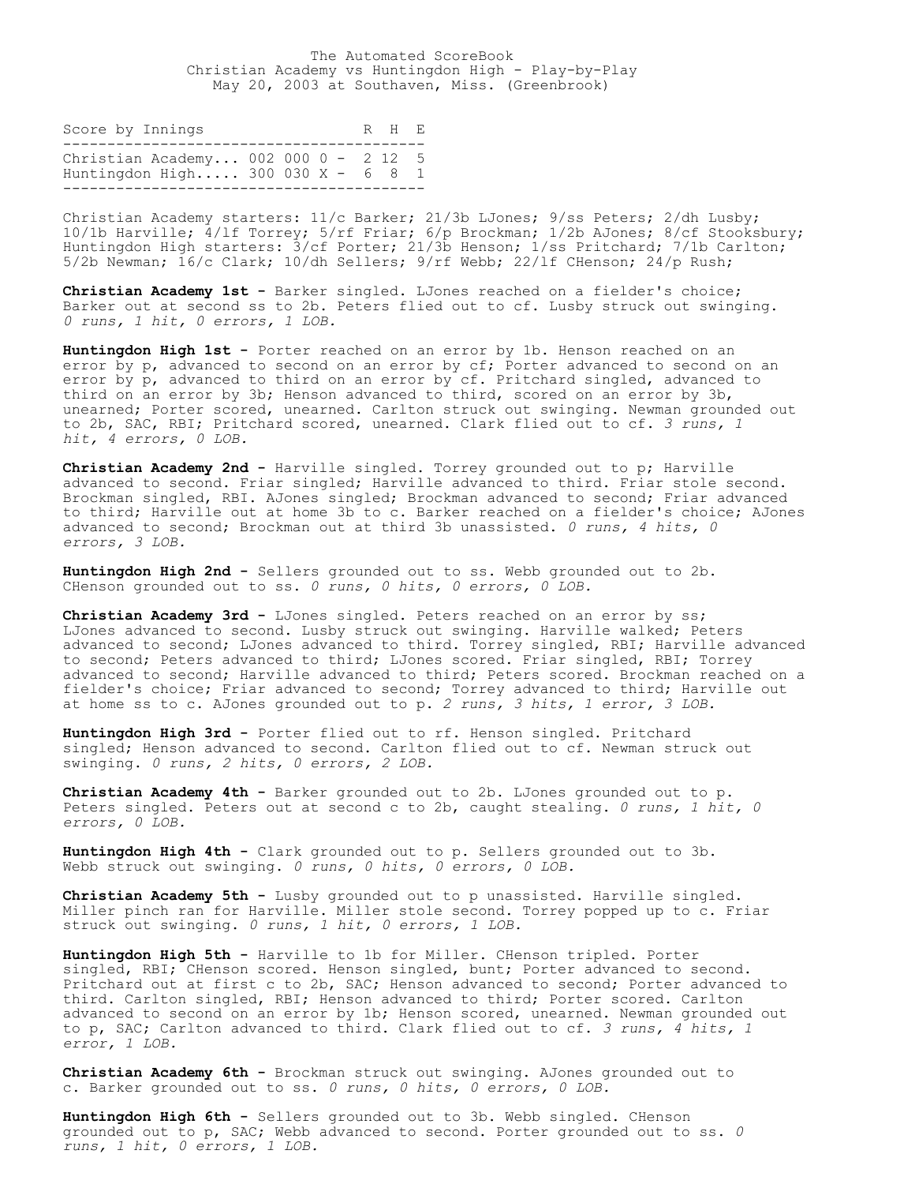The Automated ScoreBook
Christian Academy vs Huntingdon High - Play-by-Play
May 20, 2003 at Southaven, Miss. (Greenbrook)

| Score by Innings | | R | H | E |
|---|---|---|---|---|
| Christian Academy... | 002 000 0 | 2 | 12 | 5 |
| Huntingdon High..... | 300 030 X | 6 | 8 | 1 |

Christian Academy starters: 11/c Barker; 21/3b LJones; 9/ss Peters; 2/dh Lusby; 10/1b Harville; 4/lf Torrey; 5/rf Friar; 6/p Brockman; 1/2b AJones; 8/cf Stooksbury;
Huntingdon High starters: 3/cf Porter; 21/3b Henson; 1/ss Pritchard; 7/1b Carlton; 5/2b Newman; 16/c Clark; 10/dh Sellers; 9/rf Webb; 22/lf CHenson; 24/p Rush;

**Christian Academy 1st -** Barker singled. LJones reached on a fielder's choice; Barker out at second ss to 2b. Peters flied out to cf. Lusby struck out swinging. *0 runs, 1 hit, 0 errors, 1 LOB.*

**Huntingdon High 1st -** Porter reached on an error by 1b. Henson reached on an error by p, advanced to second on an error by cf; Porter advanced to second on an error by p, advanced to third on an error by cf. Pritchard singled, advanced to third on an error by 3b; Henson advanced to third, scored on an error by 3b, unearned; Porter scored, unearned. Carlton struck out swinging. Newman grounded out to 2b, SAC, RBI; Pritchard scored, unearned. Clark flied out to cf. *3 runs, 1 hit, 4 errors, 0 LOB.*

**Christian Academy 2nd -** Harville singled. Torrey grounded out to p; Harville advanced to second. Friar singled; Harville advanced to third. Friar stole second. Brockman singled, RBI. AJones singled; Brockman advanced to second; Friar advanced to third; Harville out at home 3b to c. Barker reached on a fielder's choice; AJones advanced to second; Brockman out at third 3b unassisted. *0 runs, 4 hits, 0 errors, 3 LOB.*

**Huntingdon High 2nd -** Sellers grounded out to ss. Webb grounded out to 2b. CHenson grounded out to ss. *0 runs, 0 hits, 0 errors, 0 LOB.*

**Christian Academy 3rd -** LJones singled. Peters reached on an error by ss; LJones advanced to second. Lusby struck out swinging. Harville walked; Peters advanced to second; LJones advanced to third. Torrey singled, RBI; Harville advanced to second; Peters advanced to third; LJones scored. Friar singled, RBI; Torrey advanced to second; Harville advanced to third; Peters scored. Brockman reached on a fielder's choice; Friar advanced to second; Torrey advanced to third; Harville out at home ss to c. AJones grounded out to p. *2 runs, 3 hits, 1 error, 3 LOB.*

**Huntingdon High 3rd -** Porter flied out to rf. Henson singled. Pritchard singled; Henson advanced to second. Carlton flied out to cf. Newman struck out swinging. *0 runs, 2 hits, 0 errors, 2 LOB.*

**Christian Academy 4th -** Barker grounded out to 2b. LJones grounded out to p. Peters singled. Peters out at second c to 2b, caught stealing. *0 runs, 1 hit, 0 errors, 0 LOB.*

**Huntingdon High 4th -** Clark grounded out to p. Sellers grounded out to 3b. Webb struck out swinging. *0 runs, 0 hits, 0 errors, 0 LOB.*

**Christian Academy 5th -** Lusby grounded out to p unassisted. Harville singled. Miller pinch ran for Harville. Miller stole second. Torrey popped up to c. Friar struck out swinging. *0 runs, 1 hit, 0 errors, 1 LOB.*

**Huntingdon High 5th -** Harville to 1b for Miller. CHenson tripled. Porter singled, RBI; CHenson scored. Henson singled, bunt; Porter advanced to second. Pritchard out at first c to 2b, SAC; Henson advanced to second; Porter advanced to third. Carlton singled, RBI; Henson advanced to third; Porter scored. Carlton advanced to second on an error by 1b; Henson scored, unearned. Newman grounded out to p, SAC; Carlton advanced to third. Clark flied out to cf. *3 runs, 4 hits, 1 error, 1 LOB.*

**Christian Academy 6th -** Brockman struck out swinging. AJones grounded out to c. Barker grounded out to ss. *0 runs, 0 hits, 0 errors, 0 LOB.*

**Huntingdon High 6th -** Sellers grounded out to 3b. Webb singled. CHenson grounded out to p, SAC; Webb advanced to second. Porter grounded out to ss. *0 runs, 1 hit, 0 errors, 1 LOB.*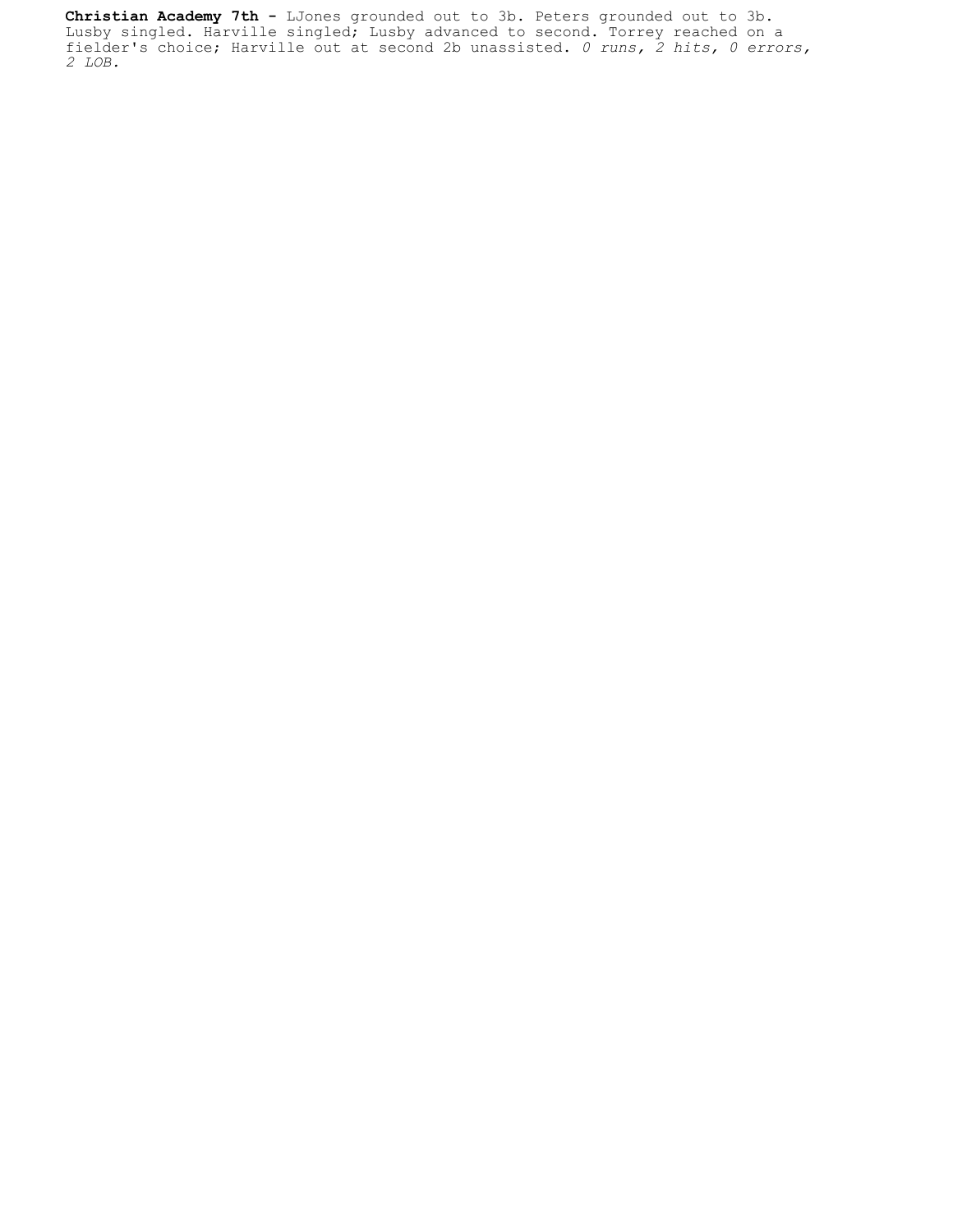**Christian Academy 7th -** LJones grounded out to 3b. Peters grounded out to 3b. Lusby singled. Harville singled; Lusby advanced to second. Torrey reached on a fielder's choice; Harville out at second 2b unassisted. *0 runs, 2 hits, 0 errors, 2 LOB.*